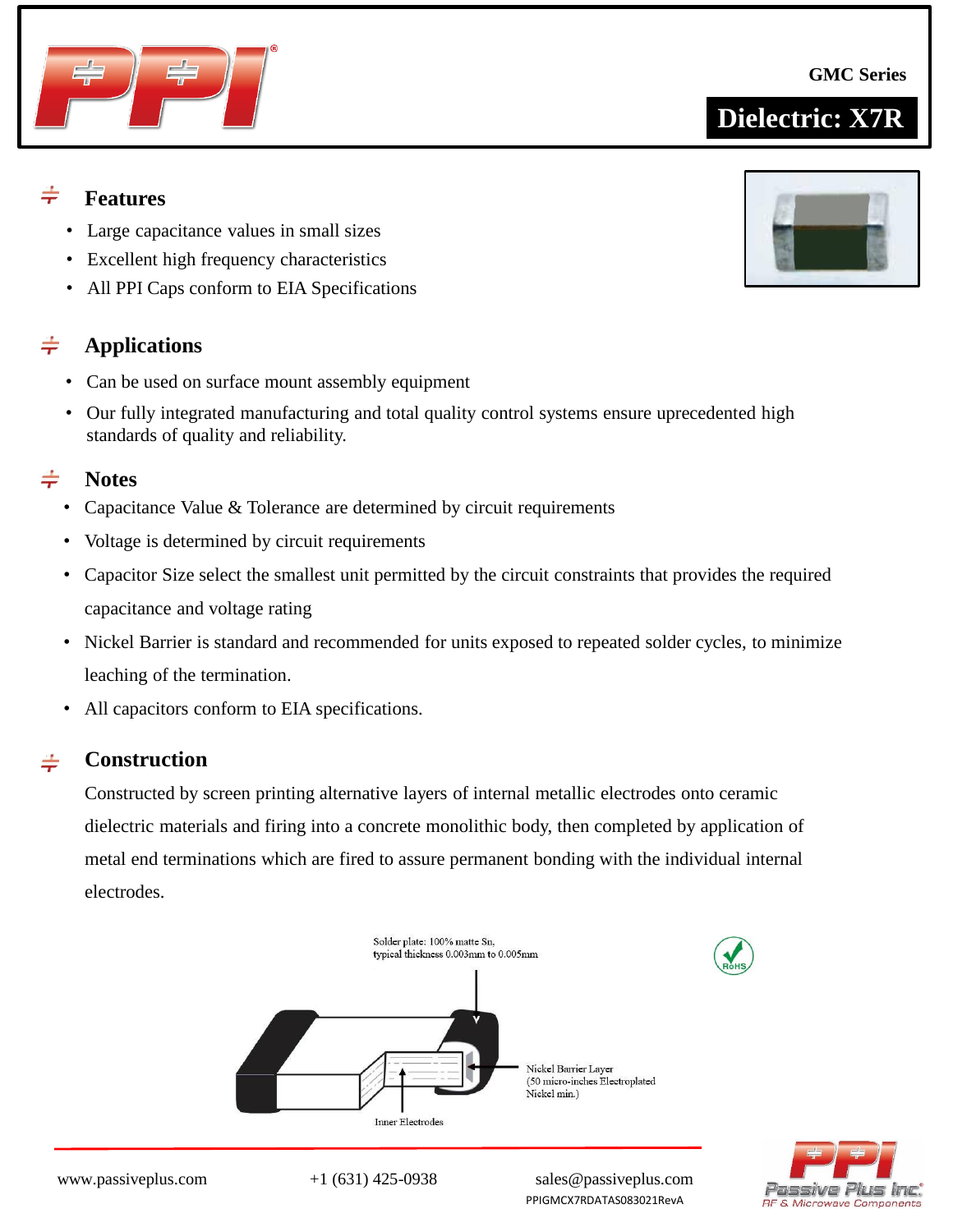GMC Series

**Dielectric: X7R**

## Features

- Large capacitance values in small sizes
- Excellent high frequency characteristics
- All PPI Caps conform to EIA Specifications

## Applications

- Can be used on surface mount assembly equipment
- Our fully integrated manufacturing and total quality control systems ensure uprecedented high standards of quality and reliability.

## Notes

- Capacitance Value & Tolerance are determined by circuit requirements
- Voltage is determined by circuit requirements
- Capacitor Size select the smallest unit permitted by the circuit constraints that provides the required capacitance and voltage rating
- Nickel Barrier is standard and recommended for units exposed to repeated solder cycles, to minimize leaching of the termination.
- All capacitors conform to EIA specifications.

## Construction

Constructed by screen printing alternative layers of internal metallic electrodes onto ceramic dielectric materials and firing into a concrete monolithic body, then completed by application of metal end terminations which are fired to assure permanent bonding with the individual internal electrodes.

Solder plate: 100% matte Sn, typical thickness 0.003mm to 0.005mm

Nickel Barrier Layer (50 micro-inches Electroplated Nickel min.)

Inner Electrodes

RoHS

www.passiveplus.com +1 (631) 425-0938 sales@passiveplus.com

PPIGMCX7RDATAS083021RevA

Passive Plus Inc. RF & Microwave Components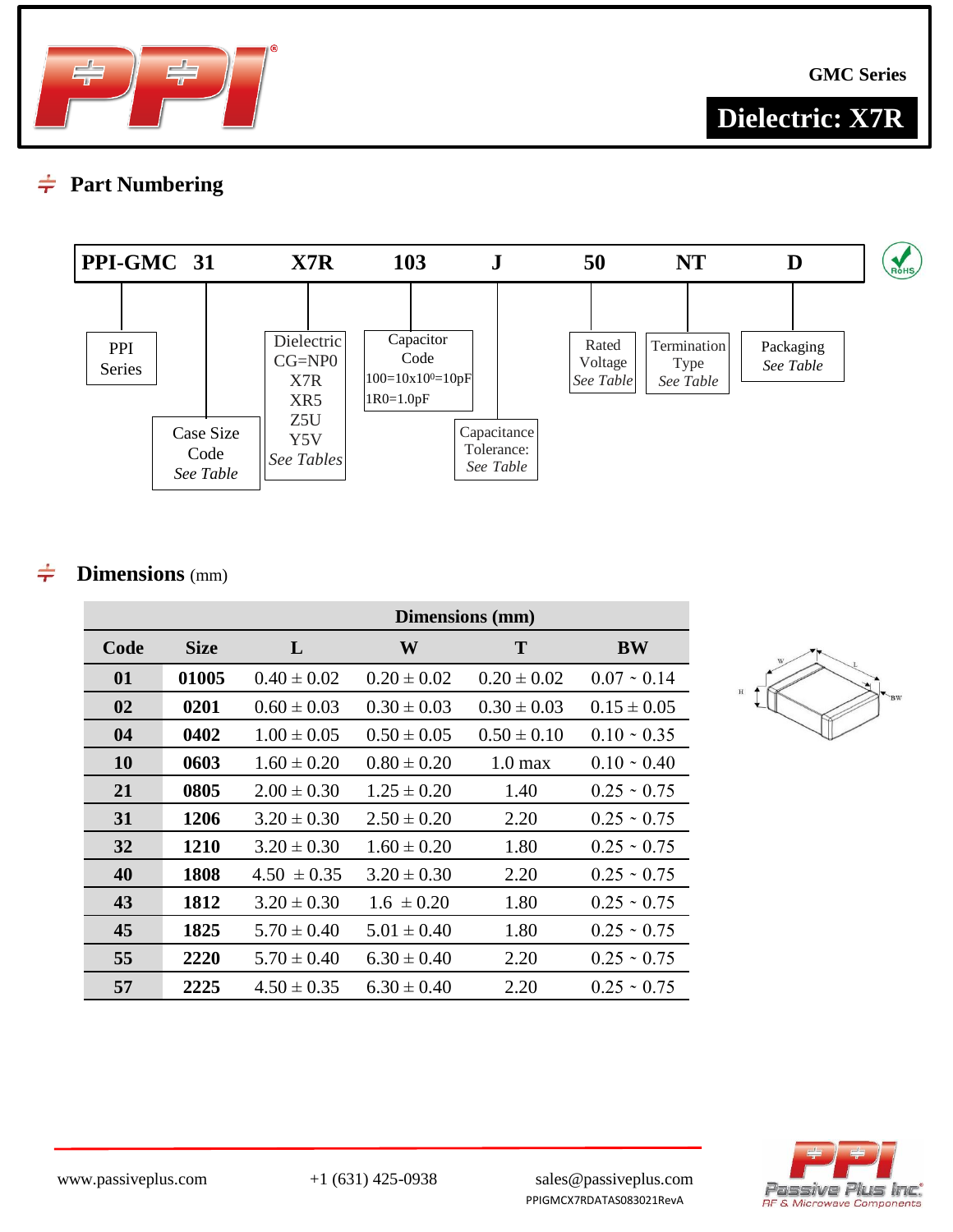GMC Series

# Dielectric: X7R

## Part Numbering

| PPI-GMC | 31 | X7R | 103 | J | 50 | NT | D |
|---|---|---|---|---|---|---|---|
| PPI Series | Case Size Code *See Table* | Dielectric CG=NP0 X7R XR5 Z5U Y5V *See Tables* | Capacitor Code 100=10x10$^0$=10pF 1R0=1.0pF | Capacitance Tolerance: *See Table* | Rated Voltage *See Table* | Termination Type *See Table* | Packaging *See Table* |

## Dimensions (mm)

| Code | Size | Dimensions (mm) | | | |
|---|---|---|---|---|---|
| | | L | W | T | BW |
| 01 | 01005 | 0.40 ± 0.02 | 0.20 ± 0.02 | 0.20 ± 0.02 | 0.07 ~ 0.14 |
| 02 | 0201 | 0.60 ± 0.03 | 0.30 ± 0.03 | 0.30 ± 0.03 | 0.15 ± 0.05 |
| 04 | 0402 | 1.00 ± 0.05 | 0.50 ± 0.05 | 0.50 ± 0.10 | 0.10 ~ 0.35 |
| 10 | 0603 | 1.60 ± 0.20 | 0.80 ± 0.20 | 1.0 max | 0.10 ~ 0.40 |
| 21 | 0805 | 2.00 ± 0.30 | 1.25 ± 0.20 | 1.40 | 0.25 ~ 0.75 |
| 31 | 1206 | 3.20 ± 0.30 | 2.50 ± 0.20 | 2.20 | 0.25 ~ 0.75 |
| 32 | 1210 | 3.20 ± 0.30 | 1.60 ± 0.20 | 1.80 | 0.25 ~ 0.75 |
| 40 | 1808 | 4.50 ± 0.35 | 3.20 ± 0.30 | 2.20 | 0.25 ~ 0.75 |
| 43 | 1812 | 3.20 ± 0.30 | 1.6 ± 0.20 | 1.80 | 0.25 ~ 0.75 |
| 45 | 1825 | 5.70 ± 0.40 | 5.01 ± 0.40 | 1.80 | 0.25 ~ 0.75 |
| 55 | 2220 | 5.70 ± 0.40 | 6.30 ± 0.40 | 2.20 | 0.25 ~ 0.75 |
| 57 | 2225 | 4.50 ± 0.35 | 6.30 ± 0.40 | 2.20 | 0.25 ~ 0.75 |

www.passiveplus.com +1 (631) 425-0938 sales@passiveplus.com

PPIGMCX7RDATAS083021RevA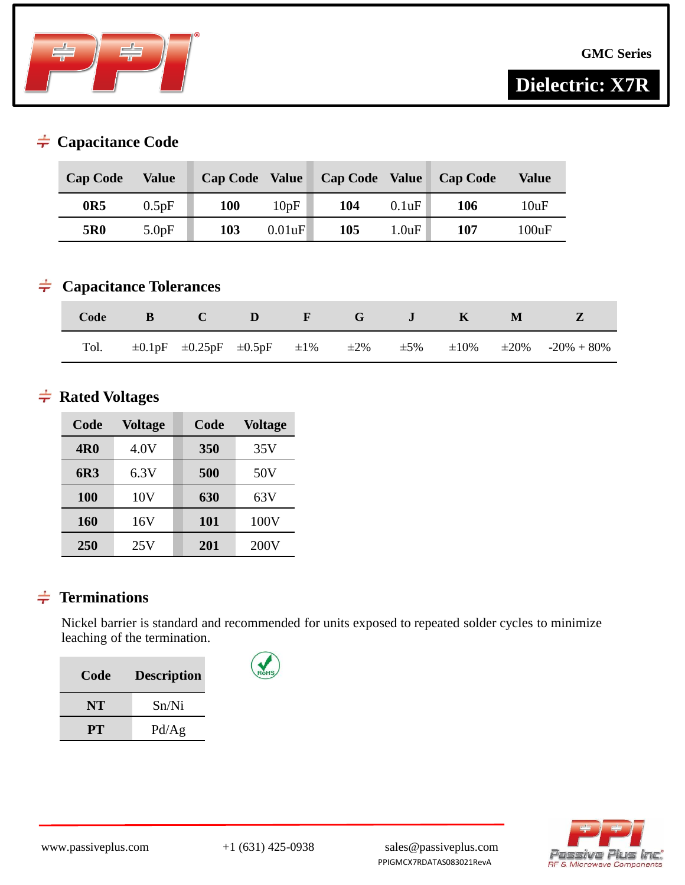GMC Series

Dielectric: X7R

## Capacitance Code

| Cap Code | Value | Cap Code | Value | Cap Code | Value | Cap Code | Value |
|---|---|---|---|---|---|---|---|
| **0R5** | 0.5pF | **100** | 10pF | **104** | 0.1uF | **106** | 10uF |
| **5R0** | 5.0pF | **103** | 0.01uF | **105** | 1.0uF | **107** | 100uF |

## Capacitance Tolerances

| Code | B | C | D | F | G | J | K | M | Z |
|---|---|---|---|---|---|---|---|---|---|
| Tol. | ±0.1pF | ±0.25pF | ±0.5pF | ±1% | ±2% | ±5% | ±10% | ±20% | -20% + 80% |

## Rated Voltages

| Code | Voltage | Code | Voltage |
|---|---|---|---|
| **4R0** | 4.0V | **350** | 35V |
| **6R3** | 6.3V | **500** | 50V |
| **100** | 10V | **630** | 63V |
| **160** | 16V | **101** | 100V |
| **250** | 25V | **201** | 200V |

## Terminations

Nickel barrier is standard and recommended for units exposed to repeated solder cycles to minimize leaching of the termination.

| Code | Description |
|---|---|
| **NT** | Sn/Ni |
| **PT** | Pd/Ag |

RoHS

www.passiveplus.com +1 (631) 425-0938 sales@passiveplus.com

PPIGMCX7RDATAS083021RevA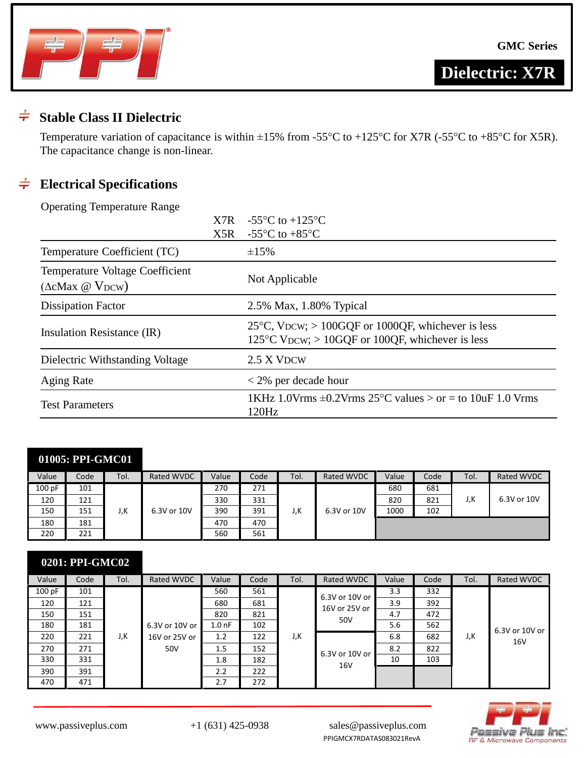GMC Series

**Dielectric: X7R**

## Stable Class II Dielectric

Temperature variation of capacitance is within ±15% from -55°C to +125°C for X7R (-55°C to +85°C for X5R). The capacitance change is non-linear.

## Electrical Specifications

| Parameter | | Specification |
|---|---|---|
| Operating Temperature Range | X7R | -55°C to +125°C |
| | X5R | -55°C to +85°C |
| Temperature Coefficient (TC) | | ±15% |
| Temperature Voltage Coefficient (ΔcMax @ $V_{DCW}$) | | Not Applicable |
| Dissipation Factor | | 2.5% Max, 1.80% Typical |
| Insulation Resistance (IR) | | 25°C, $V_{DCW}$; > 100GΩF or 1000ΩF, whichever is less<br>125°C $V_{DCW}$; > 10GΩF or 100ΩF, whichever is less |
| Dielectric Withstanding Voltage | | 2.5 X $V_{DCW}$ |
| Aging Rate | | < 2% per decade hour |
| Test Parameters | | 1KHz 1.0Vrms ±0.2Vrms 25°C values > or = to 10uF 1.0 Vrms 120Hz |

### 01005: PPI-GMC01

| Value | Code | Tol. | Rated WVDC | Value | Code | Tol. | Rated WVDC | Value | Code | Tol. | Rated WVDC |
|---|---|---|---|---|---|---|---|---|---|---|---|
| 100 pF | 101 | J,K | 6.3V or 10V | 270 | 271 | J,K | 6.3V or 10V | 680 | 681 | J,K | 6.3V or 10V |
| 120 | 121 | | | 330 | 331 | | | 820 | 821 | | |
| 150 | 151 | | | 390 | 391 | | | 1000 | 102 | | |
| 180 | 181 | | | 470 | 470 | | | | | | |
| 220 | 221 | | | 560 | 561 | | | | | | |

### 0201: PPI-GMC02

| Value | Code | Tol. | Rated WVDC | Value | Code | Tol. | Rated WVDC | Value | Code | Tol. | Rated WVDC |
|---|---|---|---|---|---|---|---|---|---|---|---|
| 100 pF | 101 | J,K | 6.3V or 10V or 16V or 25V or 50V | 560 | 561 | J,K | 6.3V or 10V or 16V or 25V or 50V | 3.3 | 332 | J,K | 6.3V or 10V or 16V |
| 120 | 121 | | | 680 | 681 | | | 3.9 | 392 | | |
| 150 | 151 | | | 820 | 821 | | | 4.7 | 472 | | |
| 180 | 181 | | | 1.0 nF | 102 | | | 5.6 | 562 | | |
| 220 | 221 | | | 1.2 | 122 | | 6.3V or 10V or 16V | 6.8 | 682 | | |
| 270 | 271 | | | 1.5 | 152 | | | 8.2 | 822 | | |
| 330 | 331 | | | 1.8 | 182 | | | 10 | 103 | | |
| 390 | 391 | | | 2.2 | 222 | | | | | | |
| 470 | 471 | | | 2.7 | 272 | | | | | | |

www.passiveplus.com | +1 (631) 425-0938 | sales@passiveplus.com

PPIGMCX7RDATAS083021RevA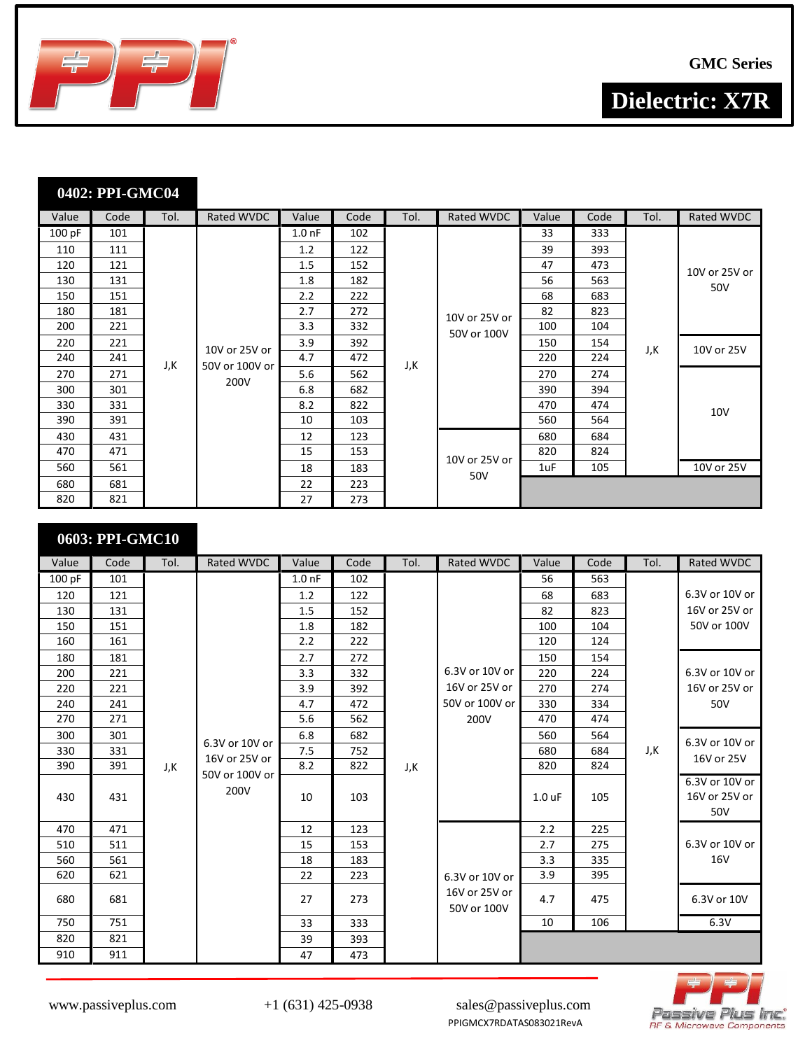GMC Series

**Dielectric: X7R**

## 0402: PPI-GMC04

| Value | Code | Tol. | Rated WVDC | Value | Code | Tol. | Rated WVDC | Value | Code | Tol. | Rated WVDC |
|---|---|---|---|---|---|---|---|---|---|---|---|
| 100 pF | 101 | J,K | 10V or 25V or 50V or 100V or 200V | 1.0 nF | 102 | J,K | 10V or 25V or 50V or 100V | 33 | 333 | J,K | 10V or 25V or 50V |
| 110 | 111 | | | 1.2 | 122 | | | 39 | 393 | | |
| 120 | 121 | | | 1.5 | 152 | | | 47 | 473 | | |
| 130 | 131 | | | 1.8 | 182 | | | 56 | 563 | | |
| 150 | 151 | | | 2.2 | 222 | | | 68 | 683 | | |
| 180 | 181 | | | 2.7 | 272 | | | 82 | 823 | | |
| 200 | 221 | | | 3.3 | 332 | | | 100 | 104 | | |
| 220 | 221 | | | 3.9 | 392 | | | 150 | 154 | | 10V or 25V |
| 240 | 241 | | | 4.7 | 472 | | | 220 | 224 | | |
| 270 | 271 | | | 5.6 | 562 | | | 270 | 274 | | 10V |
| 300 | 301 | | | 6.8 | 682 | | | 390 | 394 | | |
| 330 | 331 | | | 8.2 | 822 | | | 470 | 474 | | |
| 390 | 391 | | | 10 | 103 | | | 560 | 564 | | |
| 430 | 431 | | | 12 | 123 | | 10V or 25V or 50V | 680 | 684 | | |
| 470 | 471 | | | 15 | 153 | | | 820 | 824 | | |
| 560 | 561 | | | 18 | 183 | | | 1uF | 105 | | 10V or 25V |
| 680 | 681 | | | 22 | 223 | | | | | | |
| 820 | 821 | | | 27 | 273 | | | | | | |

## 0603: PPI-GMC10

| Value | Code | Tol. | Rated WVDC | Value | Code | Tol. | Rated WVDC | Value | Code | Tol. | Rated WVDC |
|---|---|---|---|---|---|---|---|---|---|---|---|
| 100 pF | 101 | J,K | 6.3V or 10V or 16V or 25V or 50V or 100V or 200V | 1.0 nF | 102 | J,K | 6.3V or 10V or 16V or 25V or 50V or 100V or 200V | 56 | 563 | J,K | 6.3V or 10V or 16V or 25V or 50V or 100V |
| 120 | 121 | | | 1.2 | 122 | | | 68 | 683 | | |
| 130 | 131 | | | 1.5 | 152 | | | 82 | 823 | | |
| 150 | 151 | | | 1.8 | 182 | | | 100 | 104 | | |
| 160 | 161 | | | 2.2 | 222 | | | 120 | 124 | | |
| 180 | 181 | | | 2.7 | 272 | | | 150 | 154 | | 6.3V or 10V or 16V or 25V or 50V |
| 200 | 221 | | | 3.3 | 332 | | | 220 | 224 | | |
| 220 | 221 | | | 3.9 | 392 | | | 270 | 274 | | |
| 240 | 241 | | | 4.7 | 472 | | | 330 | 334 | | |
| 270 | 271 | | | 5.6 | 562 | | | 470 | 474 | | |
| 300 | 301 | | | 6.8 | 682 | | | 560 | 564 | | 6.3V or 10V or 16V or 25V |
| 330 | 331 | | | 7.5 | 752 | | | 680 | 684 | | |
| 390 | 391 | | | 8.2 | 822 | | | 820 | 824 | | |
| 430 | 431 | | | 10 | 103 | | | 1.0 uF | 105 | | 6.3V or 10V or 16V or 25V or 50V |
| 470 | 471 | | | 12 | 123 | | 6.3V or 10V or 16V or 25V or 50V or 100V | 2.2 | 225 | | 6.3V or 10V or 16V |
| 510 | 511 | | | 15 | 153 | | | 2.7 | 275 | | |
| 560 | 561 | | | 18 | 183 | | | 3.3 | 335 | | |
| 620 | 621 | | | 22 | 223 | | | 3.9 | 395 | | |
| 680 | 681 | | | 27 | 273 | | | 4.7 | 475 | | 6.3V or 10V |
| 750 | 751 | | | 33 | 333 | | | 10 | 106 | | 6.3V |
| 820 | 821 | | | 39 | 393 | | | | | | |
| 910 | 911 | | | 47 | 473 | | | | | | |

www.passiveplus.com +1 (631) 425-0938 sales@passiveplus.com

PPIGMCX7RDATAS083021RevA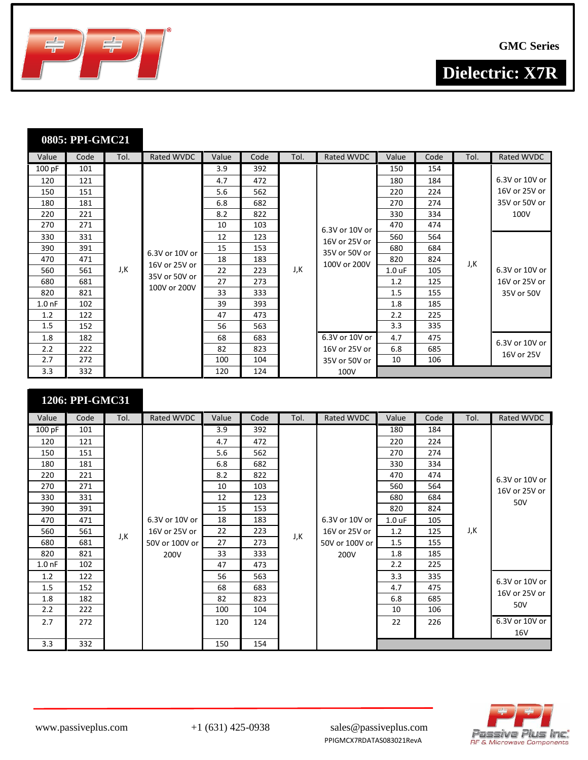GMC Series

**Dielectric: X7R**

## 0805: PPI-GMC21

| Value | Code | Tol. | Rated WVDC | Value | Code | Tol. | Rated WVDC | Value | Code | Tol. | Rated WVDC |
|---|---|---|---|---|---|---|---|---|---|---|---|
| 100 pF | 101 | J,K | 6.3V or 10V or 16V or 25V or 35V or 50V or 100V or 200V | 3.9 | 392 | J,K | 6.3V or 10V or 16V or 25V or 35V or 50V or 100V or 200V | 150 | 154 | J,K | 6.3V or 10V or 16V or 25V or 35V or 50V or 100V |
| 120 | 121 | | | 4.7 | 472 | | | 180 | 184 | | |
| 150 | 151 | | | 5.6 | 562 | | | 220 | 224 | | |
| 180 | 181 | | | 6.8 | 682 | | | 270 | 274 | | |
| 220 | 221 | | | 8.2 | 822 | | | 330 | 334 | | |
| 270 | 271 | | | 10 | 103 | | | 470 | 474 | | |
| 330 | 331 | | | 12 | 123 | | | 560 | 564 | | 6.3V or 10V or 16V or 25V or 35V or 50V |
| 390 | 391 | | | 15 | 153 | | | 680 | 684 | | |
| 470 | 471 | | | 18 | 183 | | | 820 | 824 | | |
| 560 | 561 | | | 22 | 223 | | | 1.0 uF | 105 | | |
| 680 | 681 | | | 27 | 273 | | | 1.2 | 125 | | |
| 820 | 821 | | | 33 | 333 | | | 1.5 | 155 | | |
| 1.0 nF | 102 | | | 39 | 393 | | | 1.8 | 185 | | |
| 1.2 | 122 | | | 47 | 473 | | | 2.2 | 225 | | |
| 1.5 | 152 | | | 56 | 563 | | | 3.3 | 335 | | |
| 1.8 | 182 | | | 68 | 683 | | 6.3V or 10V or 16V or 25V or 35V or 50V or 100V | 4.7 | 475 | | 6.3V or 10V or 16V or 25V |
| 2.2 | 222 | | | 82 | 823 | | | 6.8 | 685 | | |
| 2.7 | 272 | | | 100 | 104 | | | 10 | 106 | | |
| 3.3 | 332 | | | 120 | 124 | | | | | | |

## 1206: PPI-GMC31

| Value | Code | Tol. | Rated WVDC | Value | Code | Tol. | Rated WVDC | Value | Code | Tol. | Rated WVDC |
|---|---|---|---|---|---|---|---|---|---|---|---|
| 100 pF | 101 | J,K | 6.3V or 10V or 16V or 25V or 50V or 100V or 200V | 3.9 | 392 | J,K | 6.3V or 10V or 16V or 25V or 50V or 100V or 200V | 180 | 184 | J,K | 6.3V or 10V or 16V or 25V or 50V |
| 120 | 121 | | | 4.7 | 472 | | | 220 | 224 | | |
| 150 | 151 | | | 5.6 | 562 | | | 270 | 274 | | |
| 180 | 181 | | | 6.8 | 682 | | | 330 | 334 | | |
| 220 | 221 | | | 8.2 | 822 | | | 470 | 474 | | |
| 270 | 271 | | | 10 | 103 | | | 560 | 564 | | |
| 330 | 331 | | | 12 | 123 | | | 680 | 684 | | |
| 390 | 391 | | | 15 | 153 | | | 820 | 824 | | |
| 470 | 471 | | | 18 | 183 | | | 1.0 uF | 105 | | |
| 560 | 561 | | | 22 | 223 | | | 1.2 | 125 | | |
| 680 | 681 | | | 27 | 273 | | | 1.5 | 155 | | |
| 820 | 821 | | | 33 | 333 | | | 1.8 | 185 | | |
| 1.0 nF | 102 | | | 47 | 473 | | | 2.2 | 225 | | |
| 1.2 | 122 | | | 56 | 563 | | | 3.3 | 335 | | 6.3V or 10V or 16V or 25V or 50V |
| 1.5 | 152 | | | 68 | 683 | | | 4.7 | 475 | | |
| 1.8 | 182 | | | 82 | 823 | | | 6.8 | 685 | | |
| 2.2 | 222 | | | 100 | 104 | | | 10 | 106 | | |
| 2.7 | 272 | | | 120 | 124 | | | 22 | 226 | | 6.3V or 10V or 16V |
| 3.3 | 332 | | | 150 | 154 | | | | | | |

www.passiveplus.com +1 (631) 425-0938 sales@passiveplus.com

PPIGMCX7RDATAS083021RevA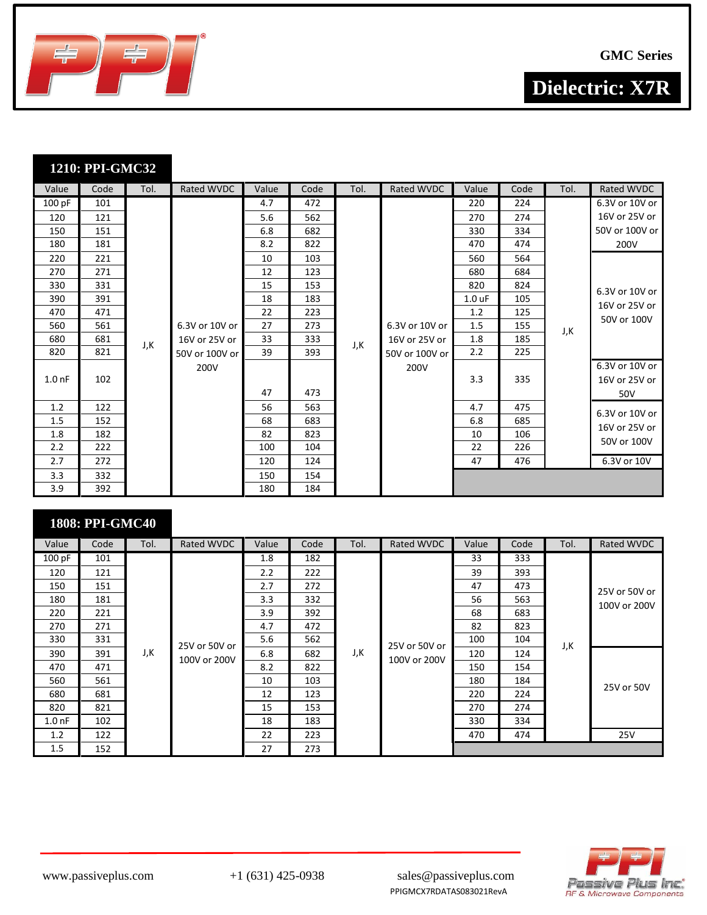GMC Series

**Dielectric: X7R**

## 1210: PPI-GMC32

| Value | Code | Tol. | Rated WVDC | Value | Code | Tol. | Rated WVDC | Value | Code | Tol. | Rated WVDC |
|---|---|---|---|---|---|---|---|---|---|---|---|
| 100 pF | 101 | J,K | 6.3V or 10V or 16V or 25V or 50V or 100V or 200V | 4.7 | 472 | J,K | 6.3V or 10V or 16V or 25V or 50V or 100V or 200V | 220 | 224 | J,K | 6.3V or 10V or 16V or 25V or 50V or 100V or 200V |
| 120 | 121 | | | 5.6 | 562 | | | 270 | 274 | | |
| 150 | 151 | | | 6.8 | 682 | | | 330 | 334 | | |
| 180 | 181 | | | 8.2 | 822 | | | 470 | 474 | | |
| 220 | 221 | | | 10 | 103 | | | 560 | 564 | | 6.3V or 10V or 16V or 25V or 50V or 100V |
| 270 | 271 | | | 12 | 123 | | | 680 | 684 | | |
| 330 | 331 | | | 15 | 153 | | | 820 | 824 | | |
| 390 | 391 | | | 18 | 183 | | | 1.0 uF | 105 | | |
| 470 | 471 | | | 22 | 223 | | | 1.2 | 125 | | |
| 560 | 561 | | | 27 | 273 | | | 1.5 | 155 | | |
| 680 | 681 | | | 33 | 333 | | | 1.8 | 185 | | |
| 820 | 821 | | | 39 | 393 | | | 2.2 | 225 | | |
| 1.0 nF | 102 | | | 47 | 473 | | | 3.3 | 335 | | 6.3V or 10V or 16V or 25V or 50V |
| 1.2 | 122 | | | 56 | 563 | | | 4.7 | 475 | | 6.3V or 10V or 16V or 25V or 50V or 100V |
| 1.5 | 152 | | | 68 | 683 | | | 6.8 | 685 | | |
| 1.8 | 182 | | | 82 | 823 | | | 10 | 106 | | |
| 2.2 | 222 | | | 100 | 104 | | | 22 | 226 | | |
| 2.7 | 272 | | | 120 | 124 | | | 47 | 476 | | 6.3V or 10V |
| 3.3 | 332 | | | 150 | 154 | | | | | | |
| 3.9 | 392 | | | 180 | 184 | | | | | | |

## 1808: PPI-GMC40

| Value | Code | Tol. | Rated WVDC | Value | Code | Tol. | Rated WVDC | Value | Code | Tol. | Rated WVDC |
|---|---|---|---|---|---|---|---|---|---|---|---|
| 100 pF | 101 | J,K | 25V or 50V or 100V or 200V | 1.8 | 182 | J,K | 25V or 50V or 100V or 200V | 33 | 333 | J,K | 25V or 50V or 100V or 200V |
| 120 | 121 | | | 2.2 | 222 | | | 39 | 393 | | |
| 150 | 151 | | | 2.7 | 272 | | | 47 | 473 | | |
| 180 | 181 | | | 3.3 | 332 | | | 56 | 563 | | |
| 220 | 221 | | | 3.9 | 392 | | | 68 | 683 | | |
| 270 | 271 | | | 4.7 | 472 | | | 82 | 823 | | |
| 330 | 331 | | | 5.6 | 562 | | | 100 | 104 | | |
| 390 | 391 | | | 6.8 | 682 | | | 120 | 124 | | 25V or 50V |
| 470 | 471 | | | 8.2 | 822 | | | 150 | 154 | | |
| 560 | 561 | | | 10 | 103 | | | 180 | 184 | | |
| 680 | 681 | | | 12 | 123 | | | 220 | 224 | | |
| 820 | 821 | | | 15 | 153 | | | 270 | 274 | | |
| 1.0 nF | 102 | | | 18 | 183 | | | 330 | 334 | | |
| 1.2 | 122 | | | 22 | 223 | | | 470 | 474 | | 25V |
| 1.5 | 152 | | | 27 | 273 | | | | | | |

www.passiveplus.com +1 (631) 425-0938 sales@passiveplus.com

PPIGMCX7RDATAS083021RevA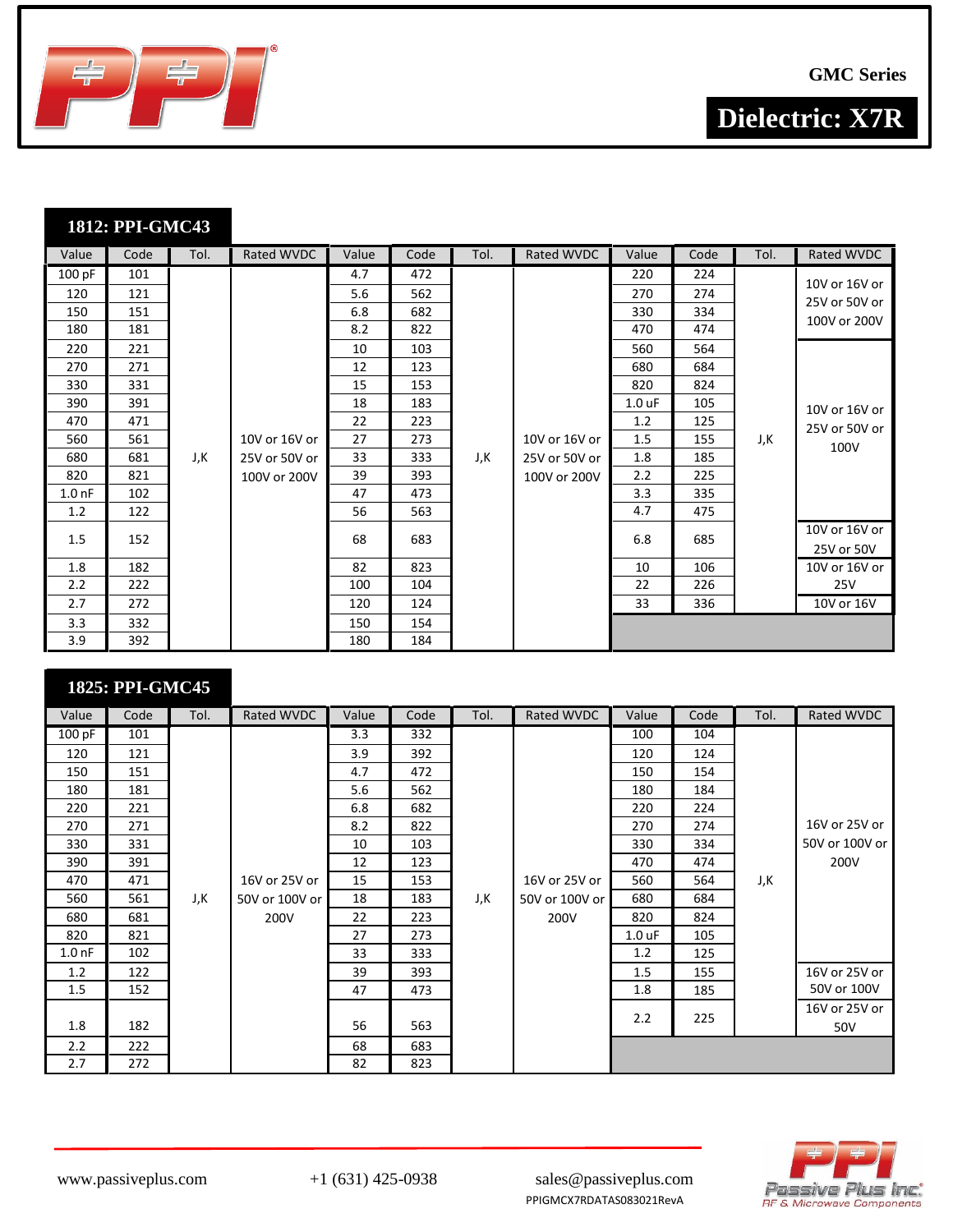GMC Series

**Dielectric: X7R**

## 1812: PPI-GMC43

| Value | Code | Tol. | Rated WVDC | Value | Code | Tol. | Rated WVDC | Value | Code | Tol. | Rated WVDC |
|---|---|---|---|---|---|---|---|---|---|---|---|
| 100 pF | 101 | J,K | 10V or 16V or 25V or 50V or 100V or 200V | 4.7 | 472 | J,K | 10V or 16V or 25V or 50V or 100V or 200V | 220 | 224 | J,K | 10V or 16V or 25V or 50V or 100V or 200V |
| 120 | 121 | | | 5.6 | 562 | | | 270 | 274 | | |
| 150 | 151 | | | 6.8 | 682 | | | 330 | 334 | | |
| 180 | 181 | | | 8.2 | 822 | | | 470 | 474 | | |
| 220 | 221 | | | 10 | 103 | | | 560 | 564 | | 10V or 16V or 25V or 50V or 100V |
| 270 | 271 | | | 12 | 123 | | | 680 | 684 | | |
| 330 | 331 | | | 15 | 153 | | | 820 | 824 | | |
| 390 | 391 | | | 18 | 183 | | | 1.0 uF | 105 | | |
| 470 | 471 | | | 22 | 223 | | | 1.2 | 125 | | |
| 560 | 561 | | | 27 | 273 | | | 1.5 | 155 | | |
| 680 | 681 | | | 33 | 333 | | | 1.8 | 185 | | |
| 820 | 821 | | | 39 | 393 | | | 2.2 | 225 | | |
| 1.0 nF | 102 | | | 47 | 473 | | | 3.3 | 335 | | |
| 1.2 | 122 | | | 56 | 563 | | | 4.7 | 475 | | |
| 1.5 | 152 | | | 68 | 683 | | | 6.8 | 685 | | 10V or 16V or 25V or 50V |
| 1.8 | 182 | | | 82 | 823 | | | 10 | 106 | | 10V or 16V or 25V |
| 2.2 | 222 | | | 100 | 104 | | | 22 | 226 | | |
| 2.7 | 272 | | | 120 | 124 | | | 33 | 336 | | 10V or 16V |
| 3.3 | 332 | | | 150 | 154 | | | | | | |
| 3.9 | 392 | | | 180 | 184 | | | | | | |

## 1825: PPI-GMC45

| Value | Code | Tol. | Rated WVDC | Value | Code | Tol. | Rated WVDC | Value | Code | Tol. | Rated WVDC |
|---|---|---|---|---|---|---|---|---|---|---|---|
| 100 pF | 101 | J,K | 16V or 25V or 50V or 100V or 200V | 3.3 | 332 | J,K | 16V or 25V or 50V or 100V or 200V | 100 | 104 | J,K | 16V or 25V or 50V or 100V or 200V |
| 120 | 121 | | | 3.9 | 392 | | | 120 | 124 | | |
| 150 | 151 | | | 4.7 | 472 | | | 150 | 154 | | |
| 180 | 181 | | | 5.6 | 562 | | | 180 | 184 | | |
| 220 | 221 | | | 6.8 | 682 | | | 220 | 224 | | |
| 270 | 271 | | | 8.2 | 822 | | | 270 | 274 | | |
| 330 | 331 | | | 10 | 103 | | | 330 | 334 | | |
| 390 | 391 | | | 12 | 123 | | | 470 | 474 | | |
| 470 | 471 | | | 15 | 153 | | | 560 | 564 | | |
| 560 | 561 | | | 18 | 183 | | | 680 | 684 | | |
| 680 | 681 | | | 22 | 223 | | | 820 | 824 | | |
| 820 | 821 | | | 27 | 273 | | | 1.0 uF | 105 | | |
| 1.0 nF | 102 | | | 33 | 333 | | | 1.2 | 125 | | |
| 1.2 | 122 | | | 39 | 393 | | | 1.5 | 155 | | 16V or 25V or 50V or 100V |
| 1.5 | 152 | | | 47 | 473 | | | 1.8 | 185 | | |
| 1.8 | 182 | | | 56 | 563 | | | 2.2 | 225 | | 16V or 25V or 50V |
| 2.2 | 222 | | | 68 | 683 | | | | | | |
| 2.7 | 272 | | | 82 | 823 | | | | | | |

www.passiveplus.com +1 (631) 425-0938 sales@passiveplus.com

PPIGMCX7RDATAS083021RevA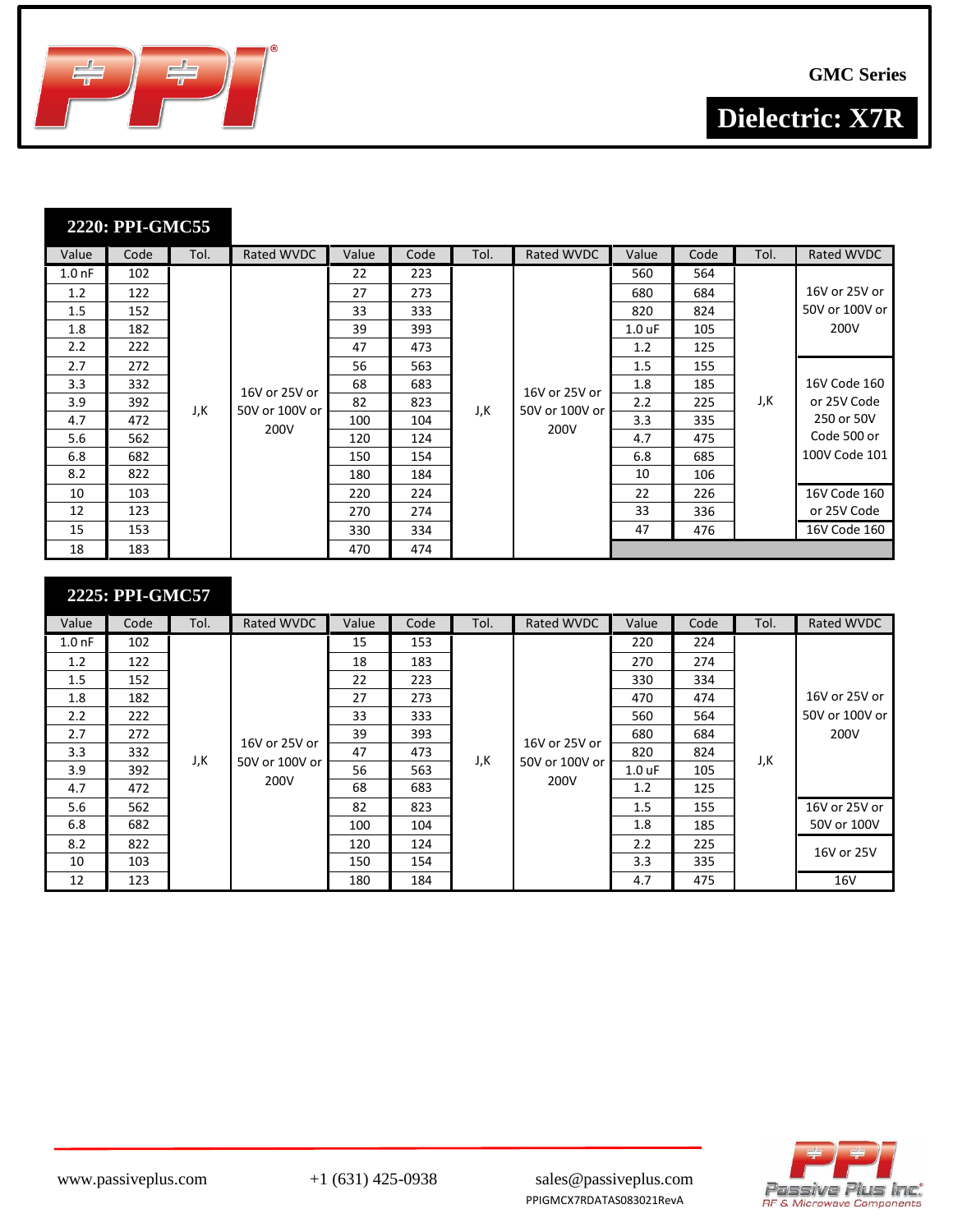GMC Series

## Dielectric: X7R

### 2220: PPI-GMC55

| Value | Code | Tol. | Rated WVDC | Value | Code | Tol. | Rated WVDC | Value | Code | Tol. | Rated WVDC |
|---|---|---|---|---|---|---|---|---|---|---|---|
| 1.0 nF | 102 | J,K | 16V or 25V or 50V or 100V or 200V | 22 | 223 | J,K | 16V or 25V or 50V or 100V or 200V | 560 | 564 | J,K | 16V or 25V or 50V or 100V or 200V |
| 1.2 | 122 | | | 27 | 273 | | | 680 | 684 | | |
| 1.5 | 152 | | | 33 | 333 | | | 820 | 824 | | |
| 1.8 | 182 | | | 39 | 393 | | | 1.0 uF | 105 | | |
| 2.2 | 222 | | | 47 | 473 | | | 1.2 | 125 | | |
| 2.7 | 272 | | | 56 | 563 | | | 1.5 | 155 | | 16V Code 160 or 25V Code 250 or 50V Code 500 or 100V Code 101 |
| 3.3 | 332 | | | 68 | 683 | | | 1.8 | 185 | | |
| 3.9 | 392 | | | 82 | 823 | | | 2.2 | 225 | | |
| 4.7 | 472 | | | 100 | 104 | | | 3.3 | 335 | | |
| 5.6 | 562 | | | 120 | 124 | | | 4.7 | 475 | | |
| 6.8 | 682 | | | 150 | 154 | | | 6.8 | 685 | | |
| 8.2 | 822 | | | 180 | 184 | | | 10 | 106 | | |
| 10 | 103 | | | 220 | 224 | | | 22 | 226 | | 16V Code 160 or 25V Code |
| 12 | 123 | | | 270 | 274 | | | 33 | 336 | | |
| 15 | 153 | | | 330 | 334 | | | 47 | 476 | | 16V Code 160 |
| 18 | 183 | | | 470 | 474 | | | | | | |

### 2225: PPI-GMC57

| Value | Code | Tol. | Rated WVDC | Value | Code | Tol. | Rated WVDC | Value | Code | Tol. | Rated WVDC |
|---|---|---|---|---|---|---|---|---|---|---|---|
| 1.0 nF | 102 | J,K | 16V or 25V or 50V or 100V or 200V | 15 | 153 | J,K | 16V or 25V or 50V or 100V or 200V | 220 | 224 | J,K | 16V or 25V or 50V or 100V or 200V |
| 1.2 | 122 | | | 18 | 183 | | | 270 | 274 | | |
| 1.5 | 152 | | | 22 | 223 | | | 330 | 334 | | |
| 1.8 | 182 | | | 27 | 273 | | | 470 | 474 | | |
| 2.2 | 222 | | | 33 | 333 | | | 560 | 564 | | |
| 2.7 | 272 | | | 39 | 393 | | | 680 | 684 | | |
| 3.3 | 332 | | | 47 | 473 | | | 820 | 824 | | |
| 3.9 | 392 | | | 56 | 563 | | | 1.0 uF | 105 | | |
| 4.7 | 472 | | | 68 | 683 | | | 1.2 | 125 | | |
| 5.6 | 562 | | | 82 | 823 | | | 1.5 | 155 | | 16V or 25V or 50V or 100V |
| 6.8 | 682 | | | 100 | 104 | | | 1.8 | 185 | | |
| 8.2 | 822 | | | 120 | 124 | | | 2.2 | 225 | | 16V or 25V |
| 10 | 103 | | | 150 | 154 | | | 3.3 | 335 | | |
| 12 | 123 | | | 180 | 184 | | | 4.7 | 475 | | 16V |

www.passiveplus.com +1 (631) 425-0938 sales@passiveplus.com

PPIGMCX7RDATAS083021RevA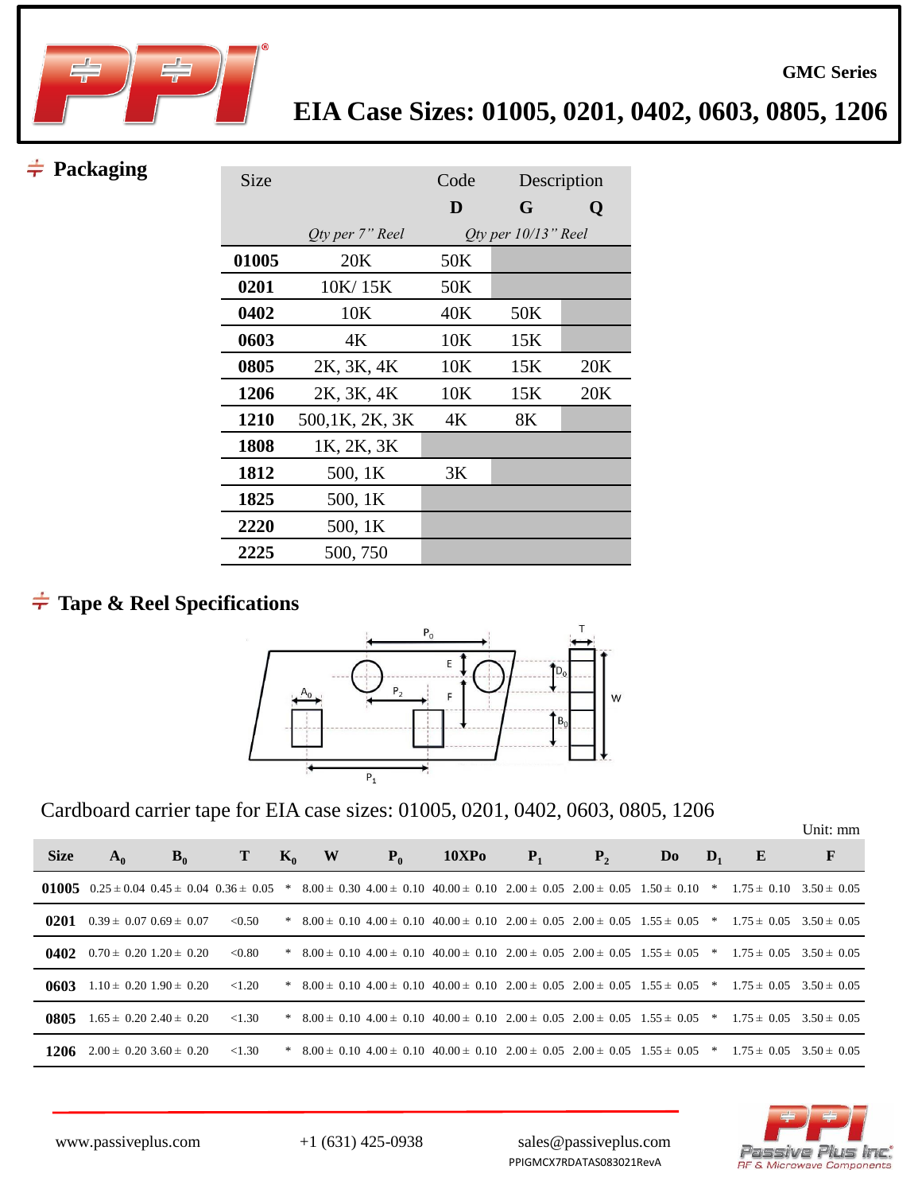GMC Series

# EIA Case Sizes: 01005, 0201, 0402, 0603, 0805, 1206

## Packaging

| Size | | Code D | Description G | Q |
|---|---|---|---|---|
| | *Qty per 7" Reel* | *Qty per 10/13" Reel* | | |
| **01005** | 20K | 50K | | |
| **0201** | 10K/ 15K | 50K | | |
| **0402** | 10K | 40K | 50K | |
| **0603** | 4K | 10K | 15K | |
| **0805** | 2K, 3K, 4K | 10K | 15K | 20K |
| **1206** | 2K, 3K, 4K | 10K | 15K | 20K |
| **1210** | 500,1K, 2K, 3K | 4K | 8K | |
| **1808** | 1K, 2K, 3K | | | |
| **1812** | 500, 1K | 3K | | |
| **1825** | 500, 1K | | | |
| **2220** | 500, 1K | | | |
| **2225** | 500, 750 | | | |

## Tape & Reel Specifications

Cardboard carrier tape for EIA case sizes: 01005, 0201, 0402, 0603, 0805, 1206

Unit: mm

| Size | $A_0$ | $B_0$ | T | $K_0$ | W | $P_0$ | 10XPo | $P_1$ | $P_2$ | Do | $D_1$ | E | F |
|---|---|---|---|---|---|---|---|---|---|---|---|---|---|
| **01005** | 0.25 ± 0.04 | 0.45 ± 0.04 | 0.36 ± 0.05 | * | 8.00 ± 0.30 | 4.00 ± 0.10 | 40.00 ± 0.10 | 2.00 ± 0.05 | 2.00 ± 0.05 | 1.50 ± 0.10 | * | 1.75 ± 0.10 | 3.50 ± 0.05 |
| **0201** | 0.39 ± 0.07 | 0.69 ± 0.07 | <0.50 | * | 8.00 ± 0.10 | 4.00 ± 0.10 | 40.00 ± 0.10 | 2.00 ± 0.05 | 2.00 ± 0.05 | 1.55 ± 0.05 | * | 1.75 ± 0.05 | 3.50 ± 0.05 |
| **0402** | 0.70 ± 0.20 | 1.20 ± 0.20 | <0.80 | * | 8.00 ± 0.10 | 4.00 ± 0.10 | 40.00 ± 0.10 | 2.00 ± 0.05 | 2.00 ± 0.05 | 1.55 ± 0.05 | * | 1.75 ± 0.05 | 3.50 ± 0.05 |
| **0603** | 1.10 ± 0.20 | 1.90 ± 0.20 | <1.20 | * | 8.00 ± 0.10 | 4.00 ± 0.10 | 40.00 ± 0.10 | 2.00 ± 0.05 | 2.00 ± 0.05 | 1.55 ± 0.05 | * | 1.75 ± 0.05 | 3.50 ± 0.05 |
| **0805** | 1.65 ± 0.20 | 2.40 ± 0.20 | <1.30 | * | 8.00 ± 0.10 | 4.00 ± 0.10 | 40.00 ± 0.10 | 2.00 ± 0.05 | 2.00 ± 0.05 | 1.55 ± 0.05 | * | 1.75 ± 0.05 | 3.50 ± 0.05 |
| **1206** | 2.00 ± 0.20 | 3.60 ± 0.20 | <1.30 | * | 8.00 ± 0.10 | 4.00 ± 0.10 | 40.00 ± 0.10 | 2.00 ± 0.05 | 2.00 ± 0.05 | 1.55 ± 0.05 | * | 1.75 ± 0.05 | 3.50 ± 0.05 |

www.passiveplus.com    +1 (631) 425-0938    sales@passiveplus.com

PPIGMCX7RDATAS083021RevA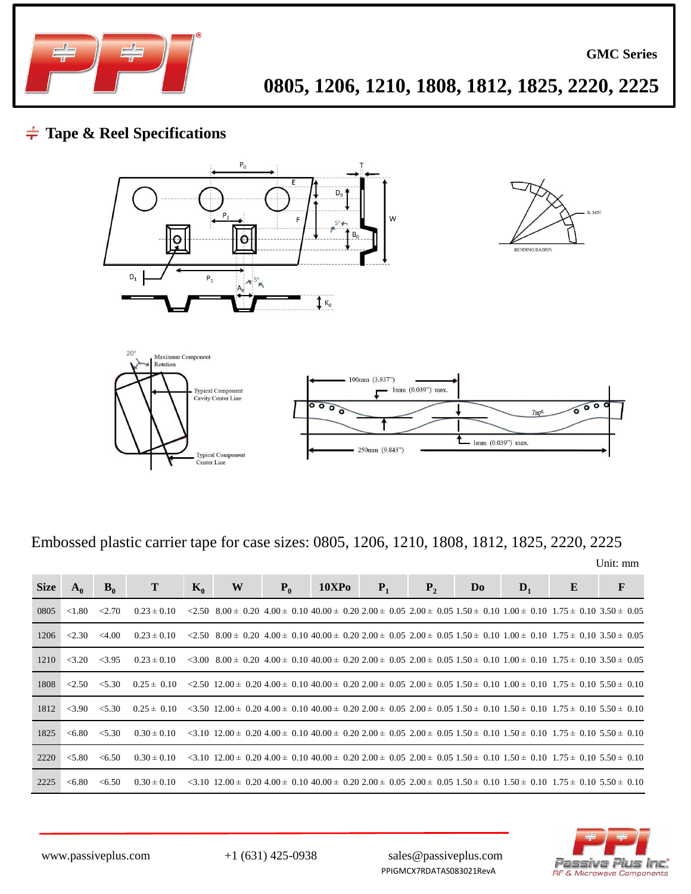GMC Series

# 0805, 1206, 1210, 1808, 1812, 1825, 2220, 2225

## Tape & Reel Specifications

Embossed plastic carrier tape for case sizes: 0805, 1206, 1210, 1808, 1812, 1825, 2220, 2225

Unit: mm

| Size | $A_0$ | $B_0$ | T | $K_0$ | W | $P_0$ | 10XPo | $P_1$ | $P_2$ | Do | $D_1$ | E | F |
|---|---|---|---|---|---|---|---|---|---|---|---|---|---|
| 0805 | <1.80 | <2.70 | 0.23 ± 0.10 | <2.50 | 8.00 ± 0.20 | 4.00 ± 0.10 | 40.00 ± 0.20 | 2.00 ± 0.05 | 2.00 ± 0.05 | 1.50 ± 0.10 | 1.00 ± 0.10 | 1.75 ± 0.10 | 3.50 ± 0.05 |
| 1206 | <2.30 | <4.00 | 0.23 ± 0.10 | <2.50 | 8.00 ± 0.20 | 4.00 ± 0.10 | 40.00 ± 0.20 | 2.00 ± 0.05 | 2.00 ± 0.05 | 1.50 ± 0.10 | 1.00 ± 0.10 | 1.75 ± 0.10 | 3.50 ± 0.05 |
| 1210 | <3.20 | <3.95 | 0.23 ± 0.10 | <3.00 | 8.00 ± 0.20 | 4.00 ± 0.10 | 40.00 ± 0.20 | 2.00 ± 0.05 | 2.00 ± 0.05 | 1.50 ± 0.10 | 1.00 ± 0.10 | 1.75 ± 0.10 | 3.50 ± 0.05 |
| 1808 | <2.50 | <5.30 | 0.25 ± 0.10 | <2.50 | 12.00 ± 0.20 | 4.00 ± 0.10 | 40.00 ± 0.20 | 2.00 ± 0.05 | 2.00 ± 0.05 | 1.50 ± 0.10 | 1.00 ± 0.10 | 1.75 ± 0.10 | 5.50 ± 0.10 |
| 1812 | <3.90 | <5.30 | 0.25 ± 0.10 | <3.50 | 12.00 ± 0.20 | 4.00 ± 0.10 | 40.00 ± 0.20 | 2.00 ± 0.05 | 2.00 ± 0.05 | 1.50 ± 0.10 | 1.50 ± 0.10 | 1.75 ± 0.10 | 5.50 ± 0.10 |
| 1825 | <6.80 | <5.30 | 0.30 ± 0.10 | <3.10 | 12.00 ± 0.20 | 4.00 ± 0.10 | 40.00 ± 0.20 | 2.00 ± 0.05 | 2.00 ± 0.05 | 1.50 ± 0.10 | 1.50 ± 0.10 | 1.75 ± 0.10 | 5.50 ± 0.10 |
| 2220 | <5.80 | <6.50 | 0.30 ± 0.10 | <3.10 | 12.00 ± 0.20 | 4.00 ± 0.10 | 40.00 ± 0.20 | 2.00 ± 0.05 | 2.00 ± 0.05 | 1.50 ± 0.10 | 1.50 ± 0.10 | 1.75 ± 0.10 | 5.50 ± 0.10 |
| 2225 | <6.80 | <6.50 | 0.30 ± 0.10 | <3.10 | 12.00 ± 0.20 | 4.00 ± 0.10 | 40.00 ± 0.20 | 2.00 ± 0.05 | 2.00 ± 0.05 | 1.50 ± 0.10 | 1.50 ± 0.10 | 1.75 ± 0.10 | 5.50 ± 0.10 |

www.passiveplus.com +1 (631) 425-0938 sales@passiveplus.com

PPIGMCX7RDATAS083021RevA